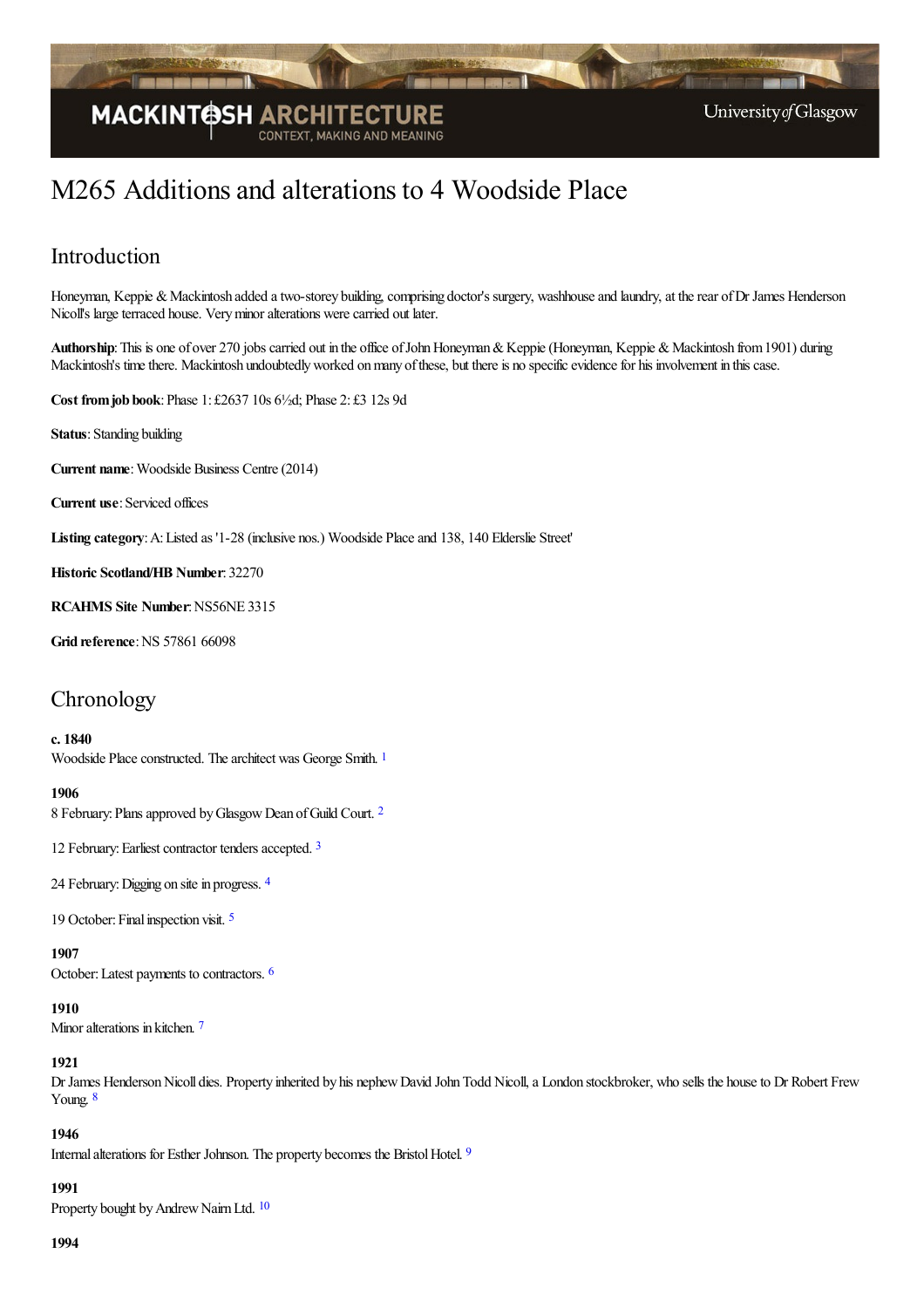# M265 Additions and alterations to 4 Woodside Place

## Introduction

Honeyman, Keppie & Mackintosh added a two-storey building, comprising doctor's surgery, washhouse and laundry, at the rear of Dr James Henderson Nicoll's large terraced house. Very minor alterations were carried out later.

**Authorship**: This is one of over 270 jobs carried out in the office of John Honeyman & Keppie (Honeyman, Keppie & Mackintosh from 1901) during Mackintosh's time there. Mackintosh undoubtedly worked on many of these, but there is no specific evidence for his involvement in this case.

**Cost from job book**: Phase 1: £2637 10s 6½d; Phase 2: £3 12s 9d

**Status**: Standing building

**Current name**: Woodside Business Centre (2014)

**Current use**: Serviced offices

**Listing category**: A: Listed as '1-28 (inclusive nos.) Woodside Place and 138, 140 Elderslie Street'

**Historic Scotland/HB Number**: 32270

**RCAHMS Site Number**: NS56NE 3315

**Grid reference**: NS 57861 66098

## Chronology

**c. 1840**
Woodside Place constructed. The architect was George Smith. [1]

**1906**
8 February: Plans approved by Glasgow Dean of Guild Court. [2]

12 February: Earliest contractor tenders accepted. [3]

24 February: Digging on site in progress. [4]

19 October: Final inspection visit. [5]

**1907**
October: Latest payments to contractors. [6]

**1910**
Minor alterations in kitchen. [7]

**1921**
Dr James Henderson Nicoll dies. Property inherited by his nephew David John Todd Nicoll, a London stockbroker, who sells the house to Dr Robert Frew Young. [8]

**1946**
Internal alterations for Esther Johnson. The property becomes the Bristol Hotel. [9]

**1991**
Property bought by Andrew Nairn Ltd. [10]

**1994**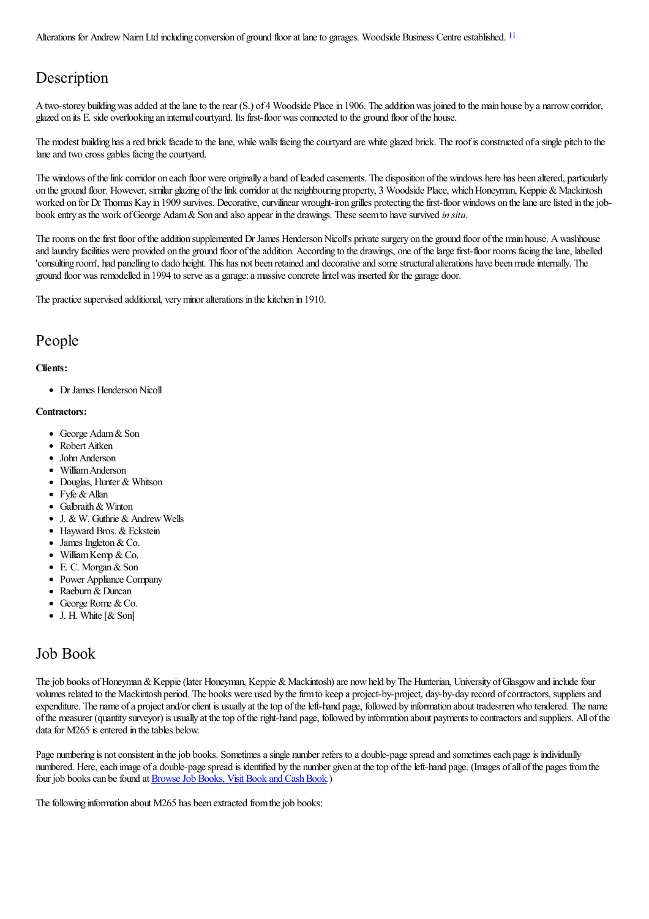Alterations for Andrew Nairn Ltd including conversion of ground floor at lane to garages. Woodside Business Centre established. [11]

## Description

A two-storey building was added at the lane to the rear (S.) of 4 Woodside Place in 1906. The addition was joined to the main house by a narrow corridor, glazed on its E. side overlooking an internal courtyard. Its first-floor was connected to the ground floor of the house.

The modest building has a red brick facade to the lane, while walls facing the courtyard are white glazed brick. The roof is constructed of a single pitch to the lane and two cross gables facing the courtyard.

The windows of the link corridor on each floor were originally a band of leaded casements. The disposition of the windows here has been altered, particularly on the ground floor. However, similar glazing of the link corridor at the neighbouring property, 3 Woodside Place, which Honeyman, Keppie & Mackintosh worked on for Dr Thomas Kay in 1909 survives. Decorative, curvilinear wrought-iron grilles protecting the first-floor windows on the lane are listed in the job-book entry as the work of George Adam & Son and also appear in the drawings. These seem to have survived *in situ*.

The rooms on the first floor of the addition supplemented Dr James Henderson Nicoll's private surgery on the ground floor of the main house. A washhouse and laundry facilities were provided on the ground floor of the addition. According to the drawings, one of the large first-floor rooms facing the lane, labelled 'consulting room', had panelling to dado height. This has not been retained and decorative and some structural alterations have been made internally. The ground floor was remodelled in 1994 to serve as a garage: a massive concrete lintel was inserted for the garage door.

The practice supervised additional, very minor alterations in the kitchen in 1910.

## People

**Clients:**

- Dr James Henderson Nicoll

**Contractors:**

- George Adam & Son
- Robert Aitken
- John Anderson
- William Anderson
- Douglas, Hunter & Whitson
- Fyfe & Allan
- Galbraith & Winton
- J. & W. Guthrie & Andrew Wells
- Hayward Bros. & Eckstein
- James Ingleton & Co.
- William Kemp & Co.
- E. C. Morgan & Son
- Power Appliance Company
- Raeburn & Duncan
- George Rome & Co.
- J. H. White [& Son]

## Job Book

The job books of Honeyman & Keppie (later Honeyman, Keppie & Mackintosh) are now held by The Hunterian, University of Glasgow and include four volumes related to the Mackintosh period. The books were used by the firm to keep a project-by-project, day-by-day record of contractors, suppliers and expenditure. The name of a project and/or client is usually at the top of the left-hand page, followed by information about tradesmen who tendered. The name of the measurer (quantity surveyor) is usually at the top of the right-hand page, followed by information about payments to contractors and suppliers. All of the data for M265 is entered in the tables below.

Page numbering is not consistent in the job books. Sometimes a single number refers to a double-page spread and sometimes each page is individually numbered. Here, each image of a double-page spread is identified by the number given at the top of the left-hand page. (Images of all of the pages from the four job books can be found at Browse Job Books, Visit Book and Cash Book.)

The following information about M265 has been extracted from the job books: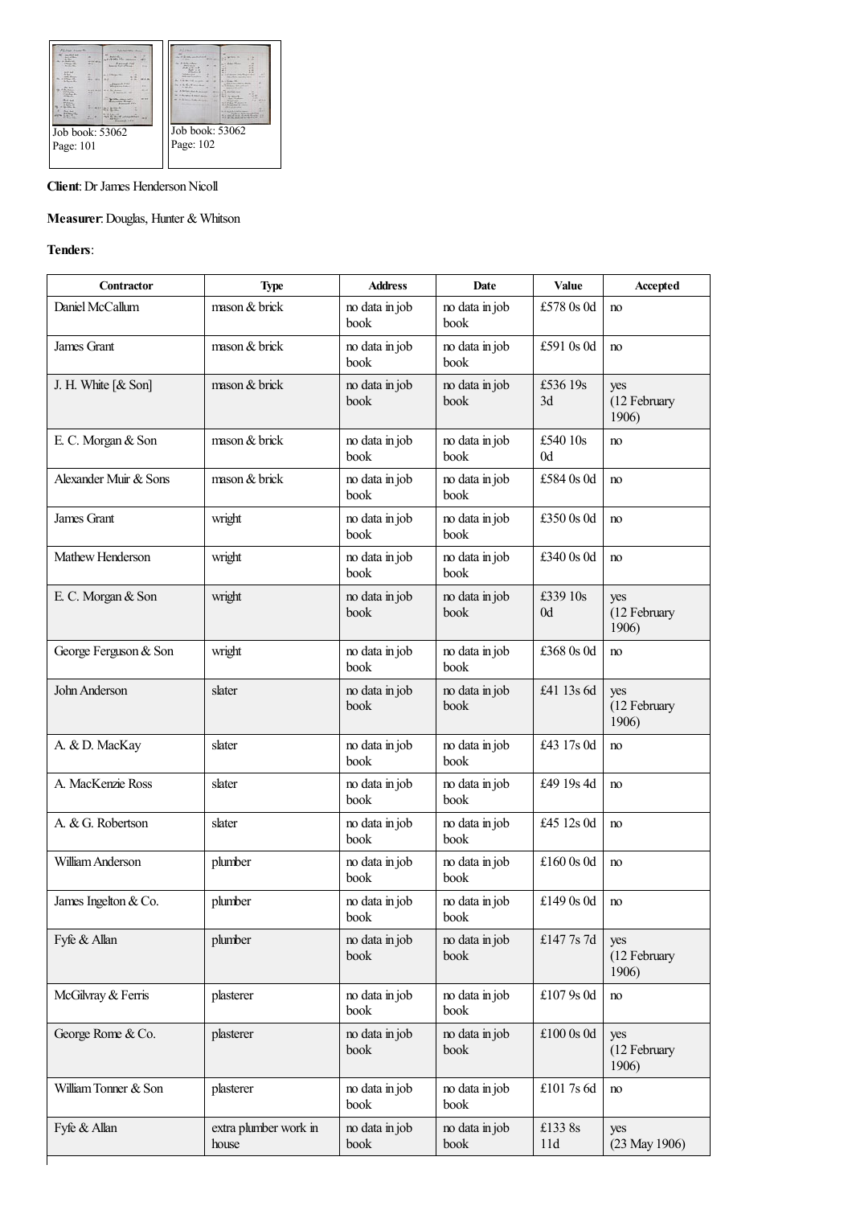Job book: 53062
Page: 101

Job book: 53062
Page: 102

**Client**: Dr James Henderson Nicoll

**Measurer**: Douglas, Hunter & Whitson

**Tenders**:

| Contractor | Type | Address | Date | Value | Accepted |
|---|---|---|---|---|---|
| Daniel McCallum | mason & brick | no data in job book | no data in job book | £578 0s 0d | no |
| James Grant | mason & brick | no data in job book | no data in job book | £591 0s 0d | no |
| J. H. White [& Son] | mason & brick | no data in job book | no data in job book | £536 19s 3d | yes (12 February 1906) |
| E. C. Morgan & Son | mason & brick | no data in job book | no data in job book | £540 10s 0d | no |
| Alexander Muir & Sons | mason & brick | no data in job book | no data in job book | £584 0s 0d | no |
| James Grant | wright | no data in job book | no data in job book | £350 0s 0d | no |
| Mathew Henderson | wright | no data in job book | no data in job book | £340 0s 0d | no |
| E. C. Morgan & Son | wright | no data in job book | no data in job book | £339 10s 0d | yes (12 February 1906) |
| George Ferguson & Son | wright | no data in job book | no data in job book | £368 0s 0d | no |
| John Anderson | slater | no data in job book | no data in job book | £41 13s 6d | yes (12 February 1906) |
| A. & D. MacKay | slater | no data in job book | no data in job book | £43 17s 0d | no |
| A. MacKenzie Ross | slater | no data in job book | no data in job book | £49 19s 4d | no |
| A. & G. Robertson | slater | no data in job book | no data in job book | £45 12s 0d | no |
| William Anderson | plumber | no data in job book | no data in job book | £160 0s 0d | no |
| James Ingelton & Co. | plumber | no data in job book | no data in job book | £149 0s 0d | no |
| Fyfe & Allan | plumber | no data in job book | no data in job book | £147 7s 7d | yes (12 February 1906) |
| McGilvray & Ferris | plasterer | no data in job book | no data in job book | £107 9s 0d | no |
| George Rome & Co. | plasterer | no data in job book | no data in job book | £100 0s 0d | yes (12 February 1906) |
| William Tonner & Son | plasterer | no data in job book | no data in job book | £101 7s 6d | no |
| Fyfe & Allan | extra plumber work in house | no data in job book | no data in job book | £133 8s 11d | yes (23 May 1906) |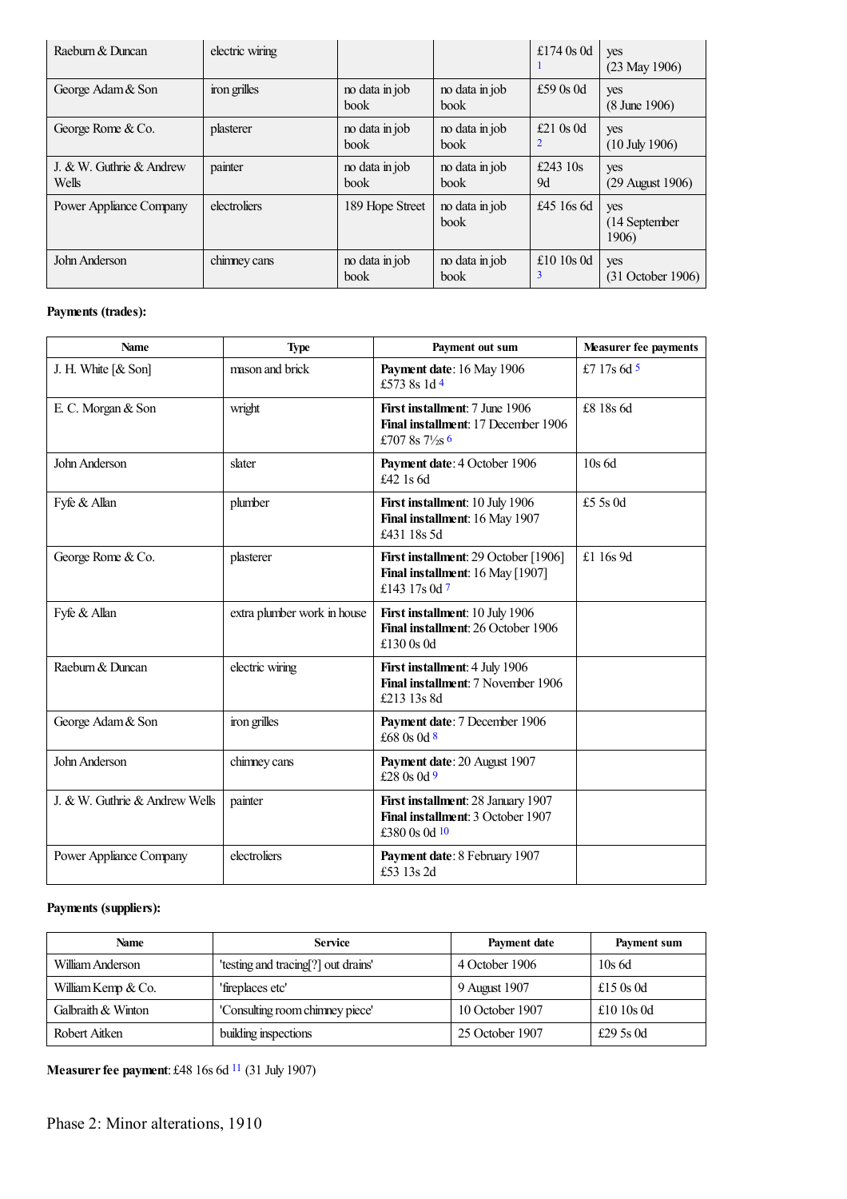| Raeburn & Duncan | electric wiring | | | £174 0s 0d [1] | yes (23 May 1906) |
|---|---|---|---|---|---|
| George Adam & Son | iron grilles | no data in job book | no data in job book | £59 0s 0d | yes (8 June 1906) |
| George Rome & Co. | plasterer | no data in job book | no data in job book | £21 0s 0d [2] | yes (10 July 1906) |
| J. & W. Guthrie & Andrew Wells | painter | no data in job book | no data in job book | £243 10s 9d | yes (29 August 1906) |
| Power Appliance Company | electroliers | 189 Hope Street | no data in job book | £45 16s 6d | yes (14 September 1906) |
| John Anderson | chimney cans | no data in job book | no data in job book | £10 10s 0d [3] | yes (31 October 1906) |

**Payments (trades):**

| Name | Type | Payment out sum | Measurer fee payments |
|---|---|---|---|
| J. H. White [& Son] | mason and brick | **Payment date**: 16 May 1906 £573 8s 1d [4] | £7 17s 6d [5] |
| E. C. Morgan & Son | wright | **First installment**: 7 June 1906 **Final installment**: 17 December 1906 £707 8s 7½s [6] | £8 18s 6d |
| John Anderson | slater | **Payment date**: 4 October 1906 £42 1s 6d | 10s 6d |
| Fyfe & Allan | plumber | **First installment**: 10 July 1906 **Final installment**: 16 May 1907 £431 18s 5d | £5 5s 0d |
| George Rome & Co. | plasterer | **First installment**: 29 October [1906] **Final installment**: 16 May [1907] £143 17s 0d [7] | £1 16s 9d |
| Fyfe & Allan | extra plumber work in house | **First installment**: 10 July 1906 **Final installment**: 26 October 1906 £130 0s 0d | |
| Raeburn & Duncan | electric wiring | **First installment**: 4 July 1906 **Final installment**: 7 November 1906 £213 13s 8d | |
| George Adam & Son | iron grilles | **Payment date**: 7 December 1906 £68 0s 0d [8] | |
| John Anderson | chimney cans | **Payment date**: 20 August 1907 £28 0s 0d [9] | |
| J. & W. Guthrie & Andrew Wells | painter | **First installment**: 28 January 1907 **Final installment**: 3 October 1907 £380 0s 0d [10] | |
| Power Appliance Company | electroliers | **Payment date**: 8 February 1907 £53 13s 2d | |

**Payments (suppliers):**

| Name | Service | Payment date | Payment sum |
|---|---|---|---|
| William Anderson | 'testing and tracing[?] out drains' | 4 October 1906 | 10s 6d |
| William Kemp & Co. | 'fireplaces etc' | 9 August 1907 | £15 0s 0d |
| Galbraith & Winton | 'Consulting room chimney piece' | 10 October 1907 | £10 10s 0d |
| Robert Aitken | building inspections | 25 October 1907 | £29 5s 0d |

**Measurer fee payment**: £48 16s 6d [11] (31 July 1907)

## Phase 2: Minor alterations, 1910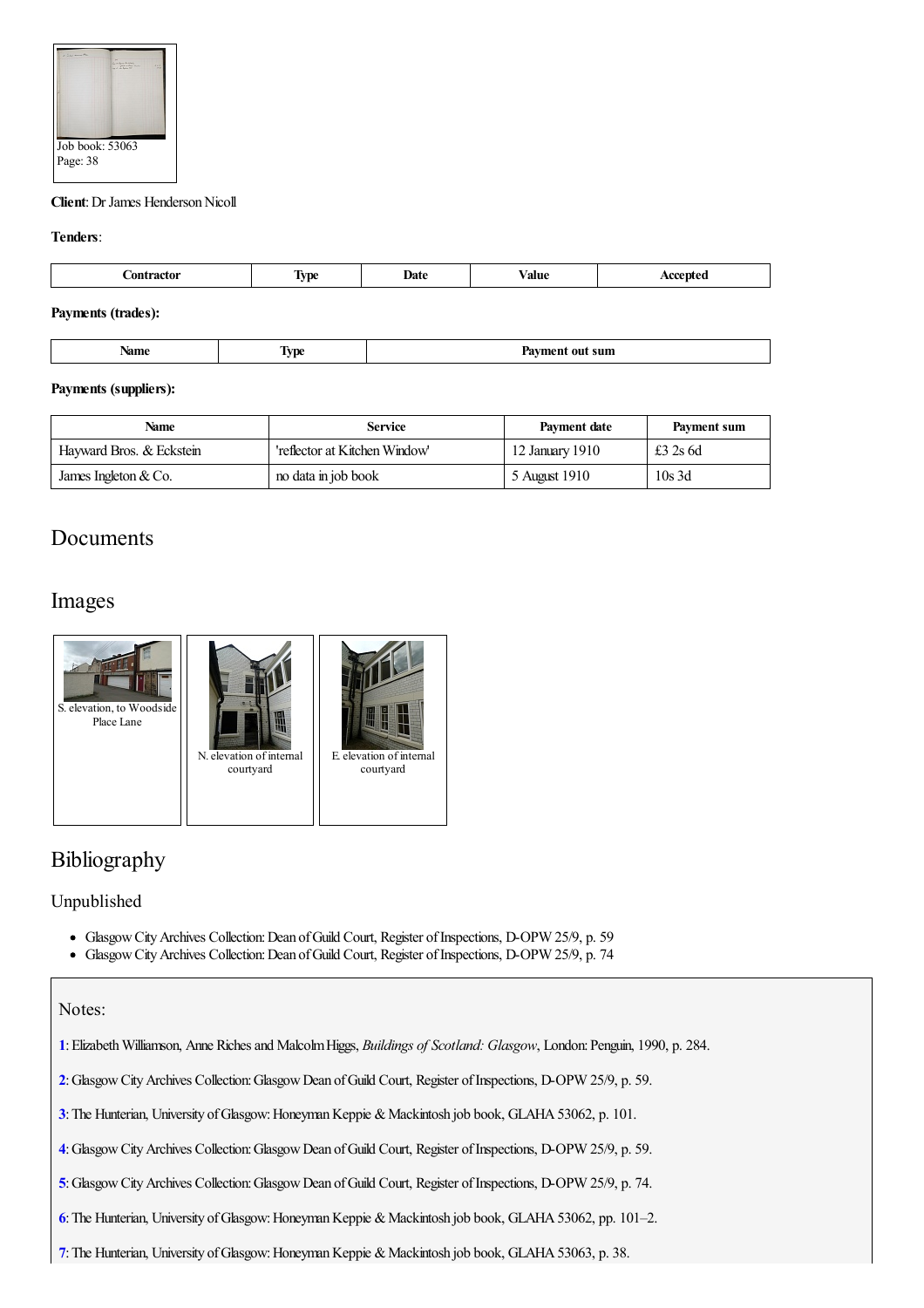Job book: 53063
Page: 38

**Client**: Dr James Henderson Nicoll

**Tenders**:

| Contractor | Type | Date | Value | Accepted |
| --- | --- | --- | --- | --- |

**Payments (trades):**

| Name | Type | Payment out sum |
| --- | --- | --- |

**Payments (suppliers):**

| Name | Service | Payment date | Payment sum |
| --- | --- | --- | --- |
| Hayward Bros. & Eckstein | 'reflector at Kitchen Window' | 12 January 1910 | £3 2s 6d |
| James Ingleton & Co. | no data in job book | 5 August 1910 | 10s 3d |

## Documents

## Images

S. elevation, to Woodside Place Lane

N. elevation of internal courtyard

E. elevation of internal courtyard

## Bibliography

### Unpublished

- Glasgow City Archives Collection: Dean of Guild Court, Register of Inspections, D-OPW 25/9, p. 59
- Glasgow City Archives Collection: Dean of Guild Court, Register of Inspections, D-OPW 25/9, p. 74

### Notes:

1: Elizabeth Williamson, Anne Riches and Malcolm Higgs, *Buildings of Scotland: Glasgow*, London: Penguin, 1990, p. 284.

2: Glasgow City Archives Collection: Glasgow Dean of Guild Court, Register of Inspections, D-OPW 25/9, p. 59.

3: The Hunterian, University of Glasgow: Honeyman Keppie & Mackintosh job book, GLAHA 53062, p. 101.

4: Glasgow City Archives Collection: Glasgow Dean of Guild Court, Register of Inspections, D-OPW 25/9, p. 59.

5: Glasgow City Archives Collection: Glasgow Dean of Guild Court, Register of Inspections, D-OPW 25/9, p. 74.

6: The Hunterian, University of Glasgow: Honeyman Keppie & Mackintosh job book, GLAHA 53062, pp. 101–2.

7: The Hunterian, University of Glasgow: Honeyman Keppie & Mackintosh job book, GLAHA 53063, p. 38.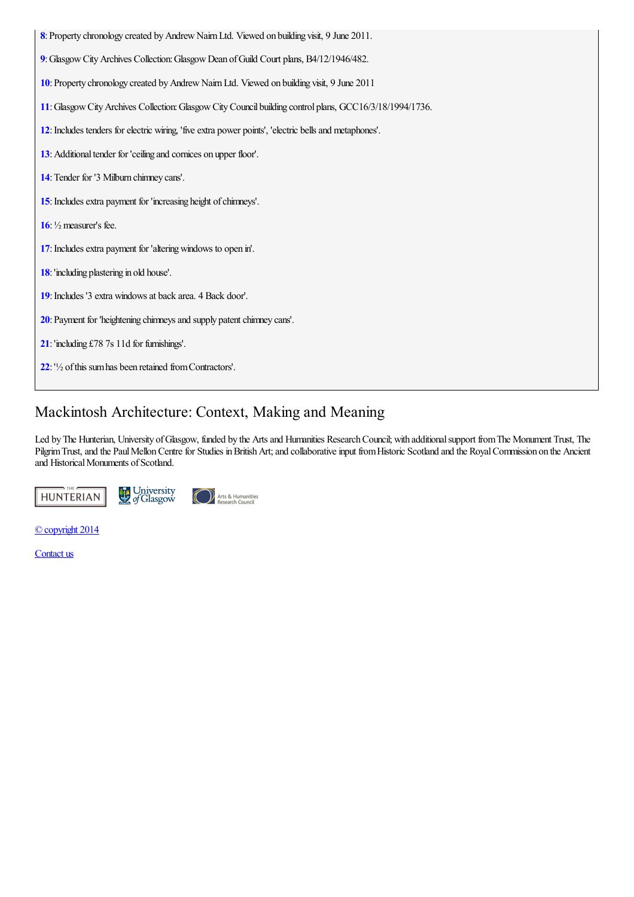8: Property chronology created by Andrew Nairn Ltd. Viewed on building visit, 9 June 2011.

9: Glasgow City Archives Collection: Glasgow Dean of Guild Court plans, B4/12/1946/482.

10: Property chronology created by Andrew Nairn Ltd. Viewed on building visit, 9 June 2011

11: Glasgow City Archives Collection: Glasgow City Council building control plans, GCC16/3/18/1994/1736.

12: Includes tenders for electric wiring, 'five extra power points', 'electric bells and metaphones'.

13: Additional tender for 'ceiling and cornices on upper floor'.

14: Tender for '3 Milburn chimney cans'.

15: Includes extra payment for 'increasing height of chimneys'.

16: ½ measurer's fee.

17: Includes extra payment for 'altering windows to open in'.

18: 'including plastering in old house'.

19: Includes '3 extra windows at back area. 4 Back door'.

20: Payment for 'heightening chimneys and supply patent chimney cans'.

21: 'including £78 7s 11d for furnishings'.

22: '½ of this sum has been retained from Contractors'.

## Mackintosh Architecture: Context, Making and Meaning

Led by The Hunterian, University of Glasgow, funded by the Arts and Humanities Research Council; with additional support from The Monument Trust, The Pilgrim Trust, and the Paul Mellon Centre for Studies in British Art; and collaborative input from Historic Scotland and the Royal Commission on the Ancient and Historical Monuments of Scotland.

THE HUNTERIAN University of Glasgow Arts & Humanities Research Council

© copyright 2014

Contact us